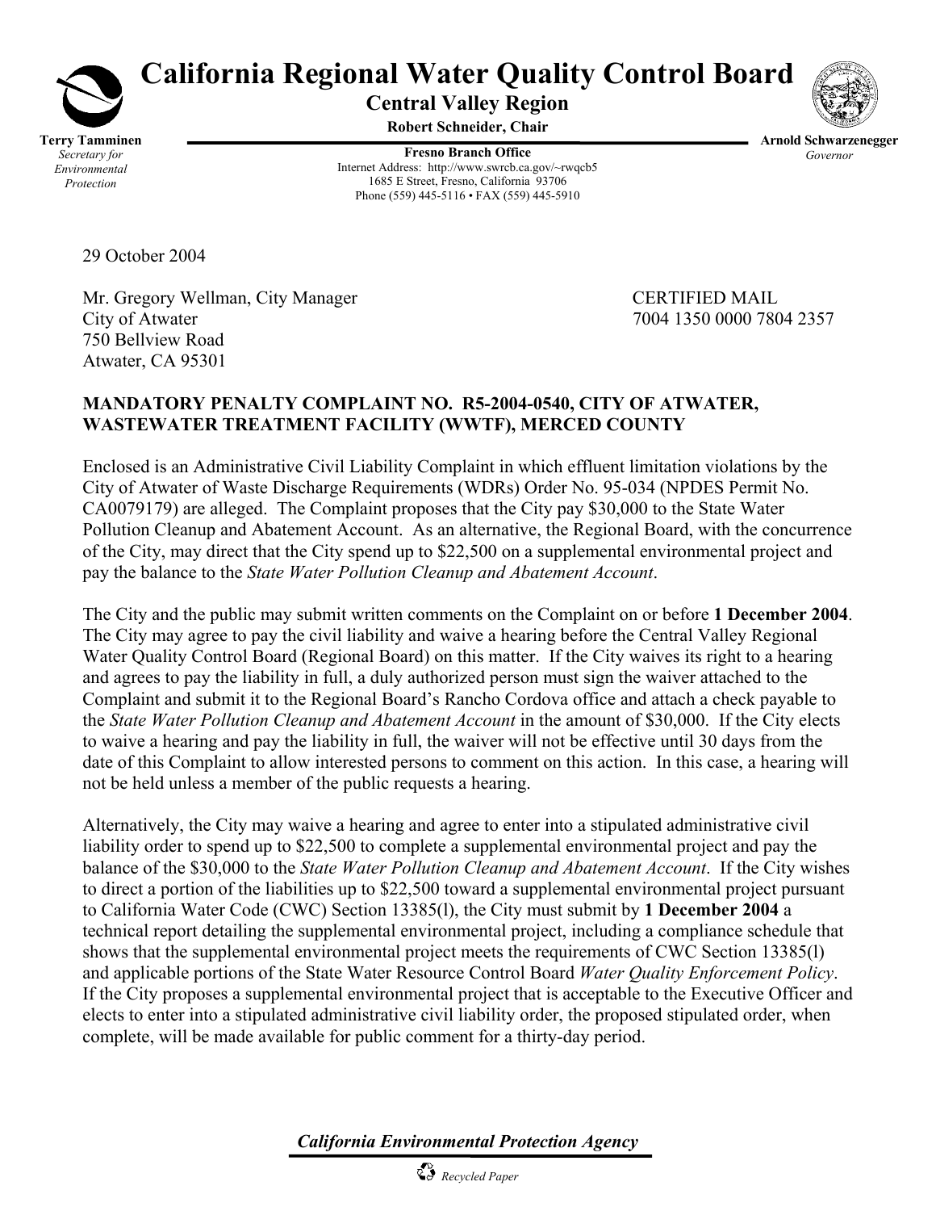# California Regional Water Quality Control Board

**Central Valley Region**

**Robert Schneider, Chair**

**Terry Tamminen**
*Secretary for Environmental Protection*

**Fresno Branch Office**
Internet Address: http://www.swrcb.ca.gov/~rwqcb5
1685 E Street, Fresno, California 93706
Phone (559) 445-5116 • FAX (559) 445-5910

**Arnold Schwarzenegger**
*Governor*

29 October 2004

Mr. Gregory Wellman, City Manager
City of Atwater
750 Bellview Road
Atwater, CA 95301

CERTIFIED MAIL
7004 1350 0000 7804 2357

**MANDATORY PENALTY COMPLAINT NO. R5-2004-0540, CITY OF ATWATER, WASTEWATER TREATMENT FACILITY (WWTF), MERCED COUNTY**

Enclosed is an Administrative Civil Liability Complaint in which effluent limitation violations by the City of Atwater of Waste Discharge Requirements (WDRs) Order No. 95-034 (NPDES Permit No. CA0079179) are alleged. The Complaint proposes that the City pay $30,000 to the State Water Pollution Cleanup and Abatement Account. As an alternative, the Regional Board, with the concurrence of the City, may direct that the City spend up to $22,500 on a supplemental environmental project and pay the balance to the *State Water Pollution Cleanup and Abatement Account*.

The City and the public may submit written comments on the Complaint on or before **1 December 2004**. The City may agree to pay the civil liability and waive a hearing before the Central Valley Regional Water Quality Control Board (Regional Board) on this matter. If the City waives its right to a hearing and agrees to pay the liability in full, a duly authorized person must sign the waiver attached to the Complaint and submit it to the Regional Board's Rancho Cordova office and attach a check payable to the *State Water Pollution Cleanup and Abatement Account* in the amount of $30,000. If the City elects to waive a hearing and pay the liability in full, the waiver will not be effective until 30 days from the date of this Complaint to allow interested persons to comment on this action. In this case, a hearing will not be held unless a member of the public requests a hearing.

Alternatively, the City may waive a hearing and agree to enter into a stipulated administrative civil liability order to spend up to $22,500 to complete a supplemental environmental project and pay the balance of the $30,000 to the *State Water Pollution Cleanup and Abatement Account*. If the City wishes to direct a portion of the liabilities up to $22,500 toward a supplemental environmental project pursuant to California Water Code (CWC) Section 13385(l), the City must submit by **1 December 2004** a technical report detailing the supplemental environmental project, including a compliance schedule that shows that the supplemental environmental project meets the requirements of CWC Section 13385(l) and applicable portions of the State Water Resource Control Board *Water Quality Enforcement Policy*. If the City proposes a supplemental environmental project that is acceptable to the Executive Officer and elects to enter into a stipulated administrative civil liability order, the proposed stipulated order, when complete, will be made available for public comment for a thirty-day period.

*California Environmental Protection Agency*

*Recycled Paper*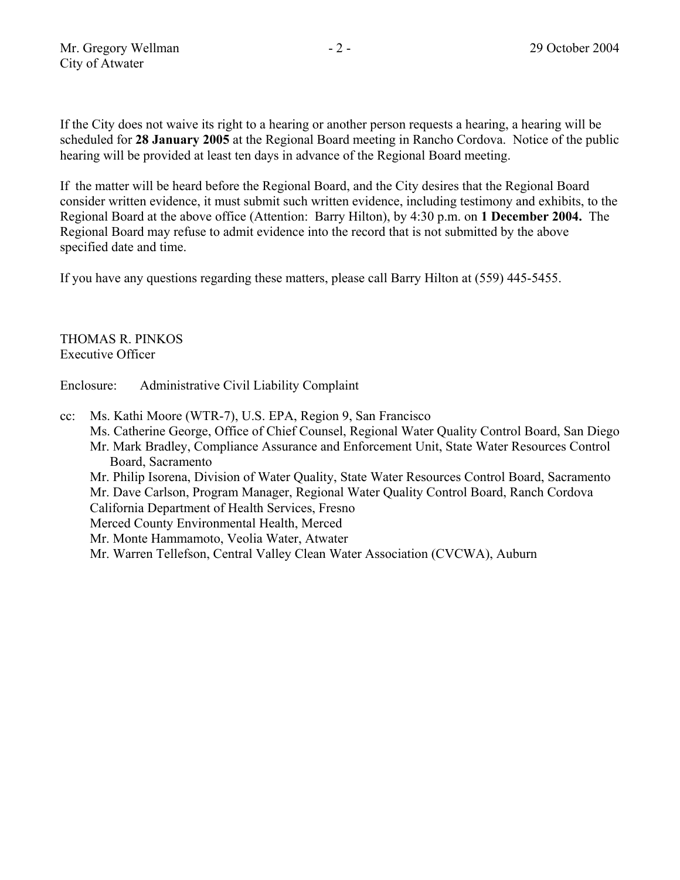If the City does not waive its right to a hearing or another person requests a hearing, a hearing will be scheduled for **28 January 2005** at the Regional Board meeting in Rancho Cordova. Notice of the public hearing will be provided at least ten days in advance of the Regional Board meeting.

If the matter will be heard before the Regional Board, and the City desires that the Regional Board consider written evidence, it must submit such written evidence, including testimony and exhibits, to the Regional Board at the above office (Attention: Barry Hilton), by 4:30 p.m. on **1 December 2004.** The Regional Board may refuse to admit evidence into the record that is not submitted by the above specified date and time.

If you have any questions regarding these matters, please call Barry Hilton at (559) 445-5455.

THOMAS R. PINKOS
Executive Officer

Enclosure: Administrative Civil Liability Complaint

cc: Ms. Kathi Moore (WTR-7), U.S. EPA, Region 9, San Francisco
Ms. Catherine George, Office of Chief Counsel, Regional Water Quality Control Board, San Diego
Mr. Mark Bradley, Compliance Assurance and Enforcement Unit, State Water Resources Control Board, Sacramento
Mr. Philip Isorena, Division of Water Quality, State Water Resources Control Board, Sacramento
Mr. Dave Carlson, Program Manager, Regional Water Quality Control Board, Ranch Cordova
California Department of Health Services, Fresno
Merced County Environmental Health, Merced
Mr. Monte Hammamoto, Veolia Water, Atwater
Mr. Warren Tellefson, Central Valley Clean Water Association (CVCWA), Auburn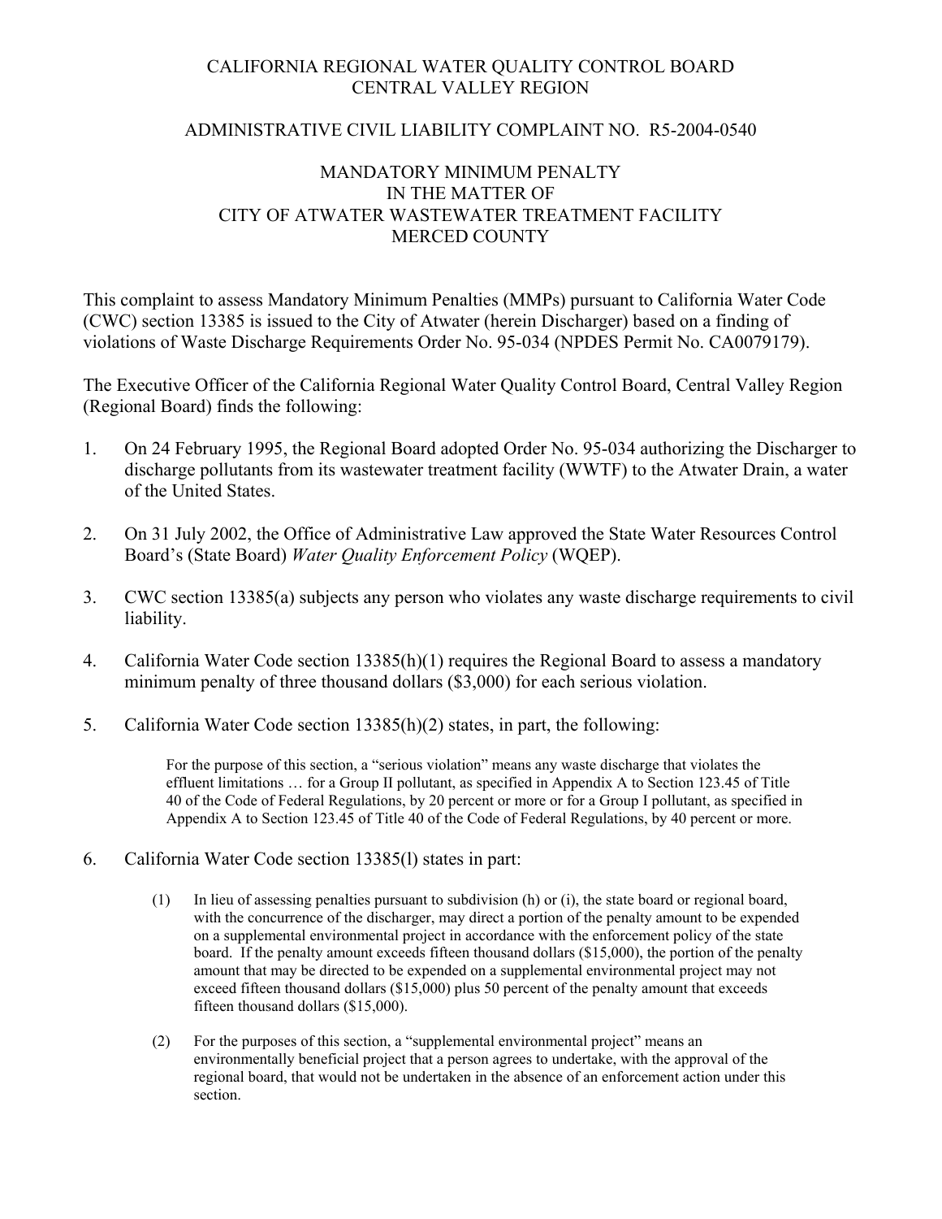CALIFORNIA REGIONAL WATER QUALITY CONTROL BOARD
CENTRAL VALLEY REGION

ADMINISTRATIVE CIVIL LIABILITY COMPLAINT NO. R5-2004-0540

MANDATORY MINIMUM PENALTY
IN THE MATTER OF
CITY OF ATWATER WASTEWATER TREATMENT FACILITY
MERCED COUNTY

This complaint to assess Mandatory Minimum Penalties (MMPs) pursuant to California Water Code (CWC) section 13385 is issued to the City of Atwater (herein Discharger) based on a finding of violations of Waste Discharge Requirements Order No. 95-034 (NPDES Permit No. CA0079179).

The Executive Officer of the California Regional Water Quality Control Board, Central Valley Region (Regional Board) finds the following:

1. On 24 February 1995, the Regional Board adopted Order No. 95-034 authorizing the Discharger to discharge pollutants from its wastewater treatment facility (WWTF) to the Atwater Drain, a water of the United States.

2. On 31 July 2002, the Office of Administrative Law approved the State Water Resources Control Board's (State Board) *Water Quality Enforcement Policy* (WQEP).

3. CWC section 13385(a) subjects any person who violates any waste discharge requirements to civil liability.

4. California Water Code section 13385(h)(1) requires the Regional Board to assess a mandatory minimum penalty of three thousand dollars ($3,000) for each serious violation.

5. California Water Code section 13385(h)(2) states, in part, the following:

   > For the purpose of this section, a "serious violation" means any waste discharge that violates the effluent limitations … for a Group II pollutant, as specified in Appendix A to Section 123.45 of Title 40 of the Code of Federal Regulations, by 20 percent or more or for a Group I pollutant, as specified in Appendix A to Section 123.45 of Title 40 of the Code of Federal Regulations, by 40 percent or more.

6. California Water Code section 13385(l) states in part:

   > (1) In lieu of assessing penalties pursuant to subdivision (h) or (i), the state board or regional board, with the concurrence of the discharger, may direct a portion of the penalty amount to be expended on a supplemental environmental project in accordance with the enforcement policy of the state board. If the penalty amount exceeds fifteen thousand dollars ($15,000), the portion of the penalty amount that may be directed to be expended on a supplemental environmental project may not exceed fifteen thousand dollars ($15,000) plus 50 percent of the penalty amount that exceeds fifteen thousand dollars ($15,000).
   >
   > (2) For the purposes of this section, a "supplemental environmental project" means an environmentally beneficial project that a person agrees to undertake, with the approval of the regional board, that would not be undertaken in the absence of an enforcement action under this section.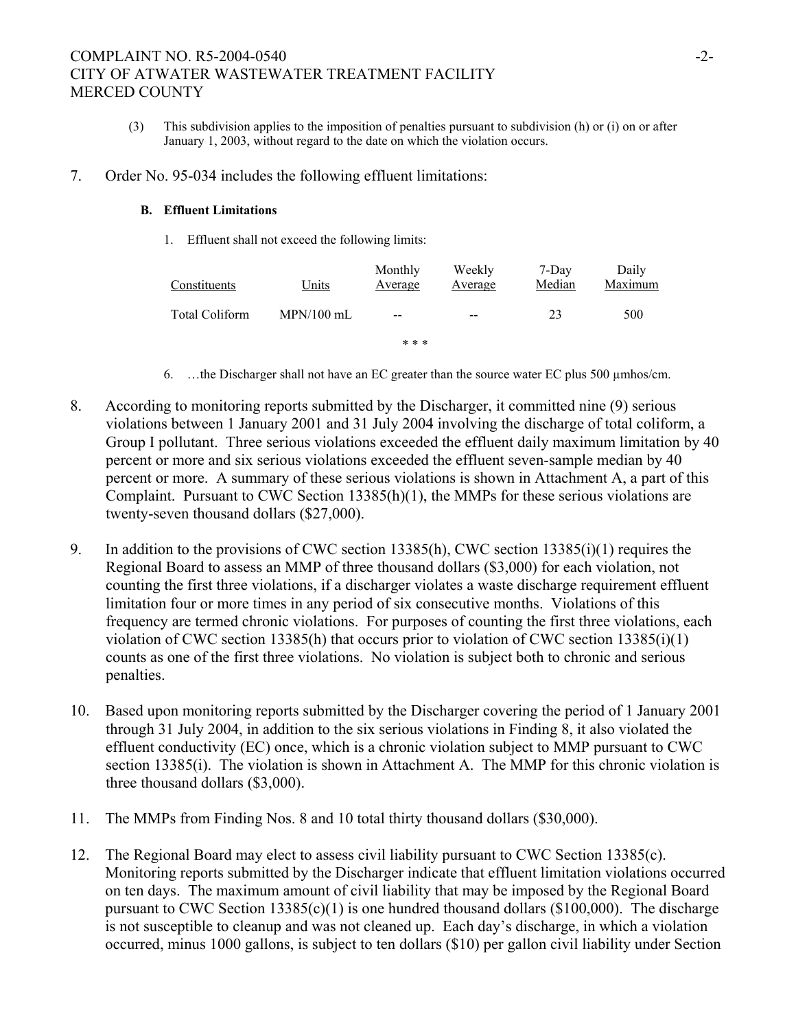(3) This subdivision applies to the imposition of penalties pursuant to subdivision (h) or (i) on or after January 1, 2003, without regard to the date on which the violation occurs.

7. Order No. 95-034 includes the following effluent limitations:

**B. Effluent Limitations**

1. Effluent shall not exceed the following limits:

| Constituents | Units | Monthly Average | Weekly Average | 7-Day Median | Daily Maximum |
|---|---|---|---|---|---|
| Total Coliform | MPN/100 mL | -- | -- | 23 | 500 |

\* \* \*

6. …the Discharger shall not have an EC greater than the source water EC plus 500 µmhos/cm.

8. According to monitoring reports submitted by the Discharger, it committed nine (9) serious violations between 1 January 2001 and 31 July 2004 involving the discharge of total coliform, a Group I pollutant. Three serious violations exceeded the effluent daily maximum limitation by 40 percent or more and six serious violations exceeded the effluent seven-sample median by 40 percent or more. A summary of these serious violations is shown in Attachment A, a part of this Complaint. Pursuant to CWC Section 13385(h)(1), the MMPs for these serious violations are twenty-seven thousand dollars ($27,000).

9. In addition to the provisions of CWC section 13385(h), CWC section 13385(i)(1) requires the Regional Board to assess an MMP of three thousand dollars ($3,000) for each violation, not counting the first three violations, if a discharger violates a waste discharge requirement effluent limitation four or more times in any period of six consecutive months. Violations of this frequency are termed chronic violations. For purposes of counting the first three violations, each violation of CWC section 13385(h) that occurs prior to violation of CWC section 13385(i)(1) counts as one of the first three violations. No violation is subject both to chronic and serious penalties.

10. Based upon monitoring reports submitted by the Discharger covering the period of 1 January 2001 through 31 July 2004, in addition to the six serious violations in Finding 8, it also violated the effluent conductivity (EC) once, which is a chronic violation subject to MMP pursuant to CWC section 13385(i). The violation is shown in Attachment A. The MMP for this chronic violation is three thousand dollars ($3,000).

11. The MMPs from Finding Nos. 8 and 10 total thirty thousand dollars ($30,000).

12. The Regional Board may elect to assess civil liability pursuant to CWC Section 13385(c). Monitoring reports submitted by the Discharger indicate that effluent limitation violations occurred on ten days. The maximum amount of civil liability that may be imposed by the Regional Board pursuant to CWC Section 13385(c)(1) is one hundred thousand dollars ($100,000). The discharge is not susceptible to cleanup and was not cleaned up. Each day's discharge, in which a violation occurred, minus 1000 gallons, is subject to ten dollars ($10) per gallon civil liability under Section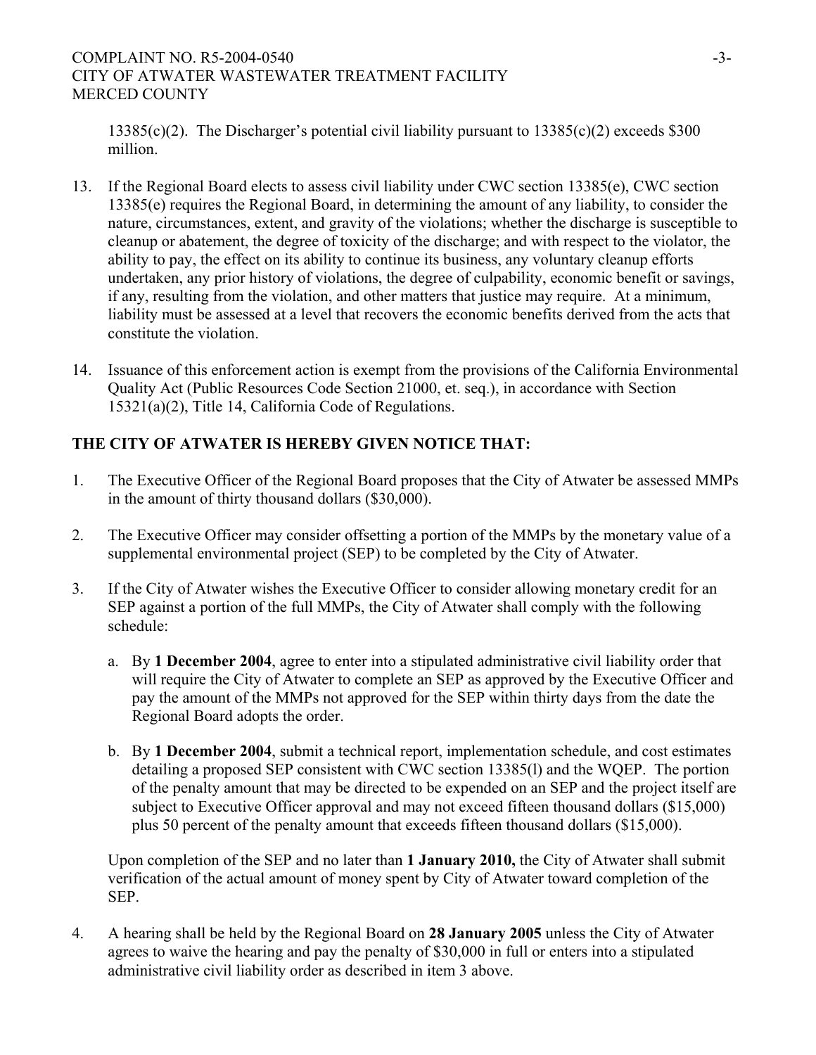13385(c)(2). The Discharger's potential civil liability pursuant to 13385(c)(2) exceeds $300 million.

13. If the Regional Board elects to assess civil liability under CWC section 13385(e), CWC section 13385(e) requires the Regional Board, in determining the amount of any liability, to consider the nature, circumstances, extent, and gravity of the violations; whether the discharge is susceptible to cleanup or abatement, the degree of toxicity of the discharge; and with respect to the violator, the ability to pay, the effect on its ability to continue its business, any voluntary cleanup efforts undertaken, any prior history of violations, the degree of culpability, economic benefit or savings, if any, resulting from the violation, and other matters that justice may require. At a minimum, liability must be assessed at a level that recovers the economic benefits derived from the acts that constitute the violation.

14. Issuance of this enforcement action is exempt from the provisions of the California Environmental Quality Act (Public Resources Code Section 21000, et. seq.), in accordance with Section 15321(a)(2), Title 14, California Code of Regulations.

**THE CITY OF ATWATER IS HEREBY GIVEN NOTICE THAT:**

1. The Executive Officer of the Regional Board proposes that the City of Atwater be assessed MMPs in the amount of thirty thousand dollars ($30,000).

2. The Executive Officer may consider offsetting a portion of the MMPs by the monetary value of a supplemental environmental project (SEP) to be completed by the City of Atwater.

3. If the City of Atwater wishes the Executive Officer to consider allowing monetary credit for an SEP against a portion of the full MMPs, the City of Atwater shall comply with the following schedule:

   a. By **1 December 2004**, agree to enter into a stipulated administrative civil liability order that will require the City of Atwater to complete an SEP as approved by the Executive Officer and pay the amount of the MMPs not approved for the SEP within thirty days from the date the Regional Board adopts the order.

   b. By **1 December 2004**, submit a technical report, implementation schedule, and cost estimates detailing a proposed SEP consistent with CWC section 13385(l) and the WQEP. The portion of the penalty amount that may be directed to be expended on an SEP and the project itself are subject to Executive Officer approval and may not exceed fifteen thousand dollars ($15,000) plus 50 percent of the penalty amount that exceeds fifteen thousand dollars ($15,000).

   Upon completion of the SEP and no later than **1 January 2010,** the City of Atwater shall submit verification of the actual amount of money spent by City of Atwater toward completion of the SEP.

4. A hearing shall be held by the Regional Board on **28 January 2005** unless the City of Atwater agrees to waive the hearing and pay the penalty of $30,000 in full or enters into a stipulated administrative civil liability order as described in item 3 above.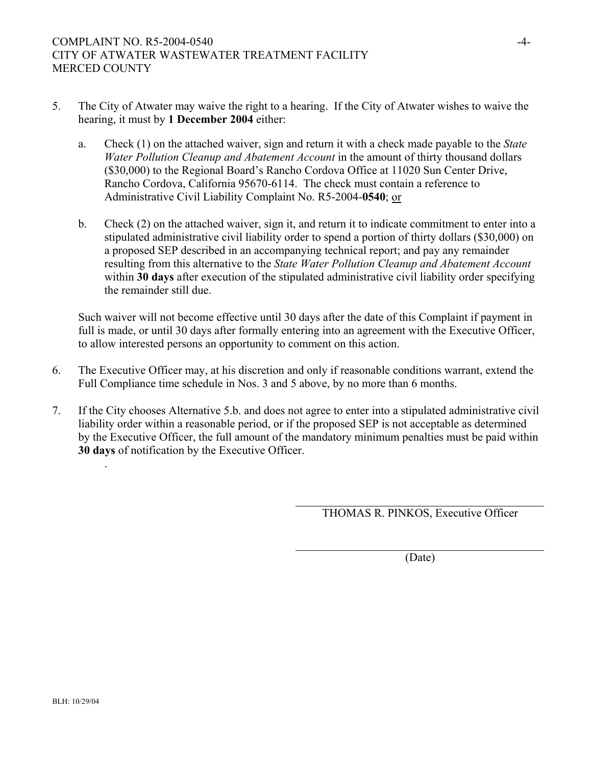5. The City of Atwater may waive the right to a hearing. If the City of Atwater wishes to waive the hearing, it must by **1 December 2004** either:

   a. Check (1) on the attached waiver, sign and return it with a check made payable to the *State Water Pollution Cleanup and Abatement Account* in the amount of thirty thousand dollars ($30,000) to the Regional Board's Rancho Cordova Office at 11020 Sun Center Drive, Rancho Cordova, California 95670-6114. The check must contain a reference to Administrative Civil Liability Complaint No. R5-2004-**0540**; <u>or</u>

   b. Check (2) on the attached waiver, sign it, and return it to indicate commitment to enter into a stipulated administrative civil liability order to spend a portion of thirty dollars ($30,000) on a proposed SEP described in an accompanying technical report; and pay any remainder resulting from this alternative to the *State Water Pollution Cleanup and Abatement Account* within **30 days** after execution of the stipulated administrative civil liability order specifying the remainder still due.

   Such waiver will not become effective until 30 days after the date of this Complaint if payment in full is made, or until 30 days after formally entering into an agreement with the Executive Officer, to allow interested persons an opportunity to comment on this action.

6. The Executive Officer may, at his discretion and only if reasonable conditions warrant, extend the Full Compliance time schedule in Nos. 3 and 5 above, by no more than 6 months.

7. If the City chooses Alternative 5.b. and does not agree to enter into a stipulated administrative civil liability order within a reasonable period, or if the proposed SEP is not acceptable as determined by the Executive Officer, the full amount of the mandatory minimum penalties must be paid within **30 days** of notification by the Executive Officer.

.

\_\_\_\_\_\_\_\_\_\_\_\_\_\_\_\_\_\_\_\_\_\_\_\_\_\_\_\_\_\_\_\_\_\_\_\_\_\_\_\_\_\_\_\_

THOMAS R. PINKOS, Executive Officer

\_\_\_\_\_\_\_\_\_\_\_\_\_\_\_\_\_\_\_\_\_\_\_\_\_\_\_\_\_\_\_\_\_\_\_\_\_\_\_\_\_\_\_\_

(Date)

BLH: 10/29/04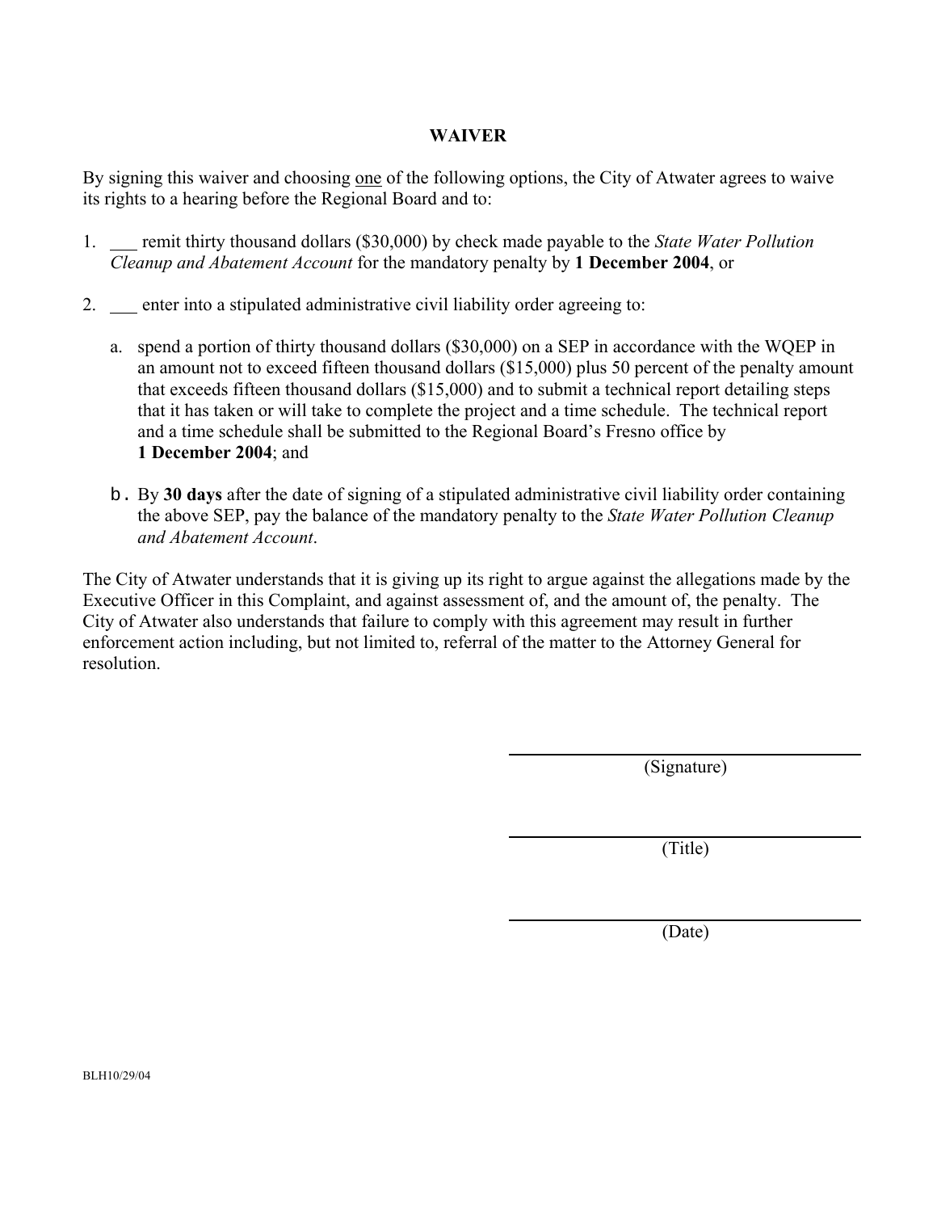# WAIVER

By signing this waiver and choosing one of the following options, the City of Atwater agrees to waive its rights to a hearing before the Regional Board and to:

1. ___ remit thirty thousand dollars ($30,000) by check made payable to the *State Water Pollution Cleanup and Abatement Account* for the mandatory penalty by **1 December 2004**, or

2. ___ enter into a stipulated administrative civil liability order agreeing to:

   a. spend a portion of thirty thousand dollars ($30,000) on a SEP in accordance with the WQEP in an amount not to exceed fifteen thousand dollars ($15,000) plus 50 percent of the penalty amount that exceeds fifteen thousand dollars ($15,000) and to submit a technical report detailing steps that it has taken or will take to complete the project and a time schedule. The technical report and a time schedule shall be submitted to the Regional Board's Fresno office by **1 December 2004**; and

   b. By **30 days** after the date of signing of a stipulated administrative civil liability order containing the above SEP, pay the balance of the mandatory penalty to the *State Water Pollution Cleanup and Abatement Account*.

The City of Atwater understands that it is giving up its right to argue against the allegations made by the Executive Officer in this Complaint, and against assessment of, and the amount of, the penalty. The City of Atwater also understands that failure to comply with this agreement may result in further enforcement action including, but not limited to, referral of the matter to the Attorney General for resolution.

_______________________
(Signature)

_______________________
(Title)

_______________________
(Date)

BLH10/29/04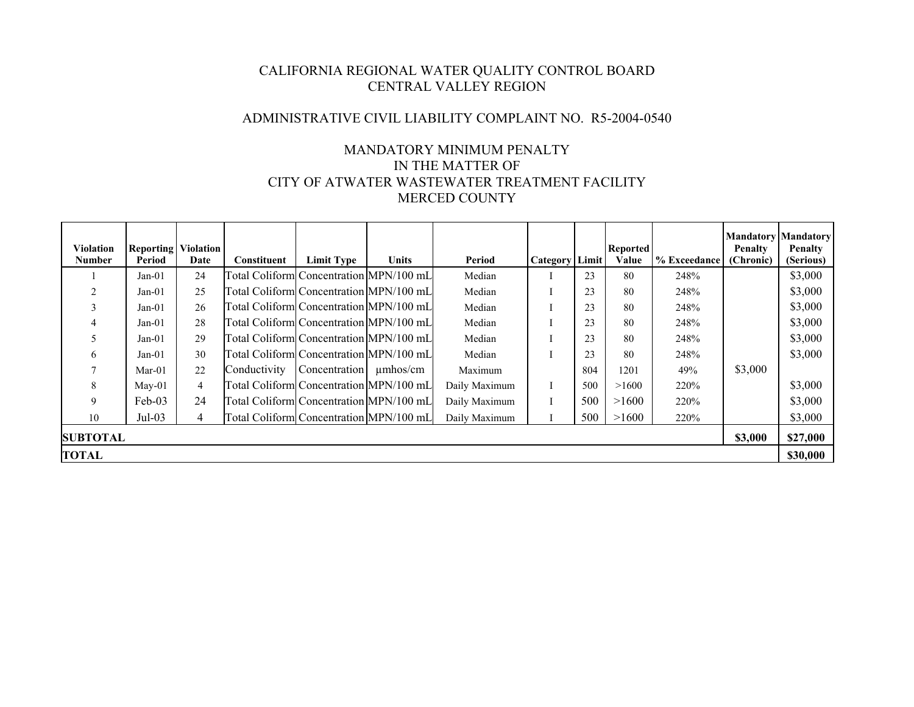CALIFORNIA REGIONAL WATER QUALITY CONTROL BOARD
CENTRAL VALLEY REGION

ADMINISTRATIVE CIVIL LIABILITY COMPLAINT NO. R5-2004-0540

MANDATORY MINIMUM PENALTY
IN THE MATTER OF
CITY OF ATWATER WASTEWATER TREATMENT FACILITY
MERCED COUNTY

| Violation Number | Reporting Period | Violation Date | Constituent | Limit Type | Units | Period | Category | Limit | Reported Value | % Exceedance | Mandatory Penalty (Chronic) | Mandatory Penalty (Serious) |
|---|---|---|---|---|---|---|---|---|---|---|---|---|
| 1 | Jan-01 | 24 | Total Coliform | Concentration | MPN/100 mL | Median | I | 23 | 80 | 248% | | $3,000 |
| 2 | Jan-01 | 25 | Total Coliform | Concentration | MPN/100 mL | Median | I | 23 | 80 | 248% | | $3,000 |
| 3 | Jan-01 | 26 | Total Coliform | Concentration | MPN/100 mL | Median | I | 23 | 80 | 248% | | $3,000 |
| 4 | Jan-01 | 28 | Total Coliform | Concentration | MPN/100 mL | Median | I | 23 | 80 | 248% | | $3,000 |
| 5 | Jan-01 | 29 | Total Coliform | Concentration | MPN/100 mL | Median | I | 23 | 80 | 248% | | $3,000 |
| 6 | Jan-01 | 30 | Total Coliform | Concentration | MPN/100 mL | Median | I | 23 | 80 | 248% | | $3,000 |
| 7 | Mar-01 | 22 | Conductivity | Concentration | µmhos/cm | Maximum | | 804 | 1201 | 49% | $3,000 | |
| 8 | May-01 | 4 | Total Coliform | Concentration | MPN/100 mL | Daily Maximum | I | 500 | >1600 | 220% | | $3,000 |
| 9 | Feb-03 | 24 | Total Coliform | Concentration | MPN/100 mL | Daily Maximum | I | 500 | >1600 | 220% | | $3,000 |
| 10 | Jul-03 | 4 | Total Coliform | Concentration | MPN/100 mL | Daily Maximum | I | 500 | >1600 | 220% | | $3,000 |
| **SUBTOTAL** | | | | | | | | | | | **$3,000** | **$27,000** |
| **TOTAL** | | | | | | | | | | | | **$30,000** |